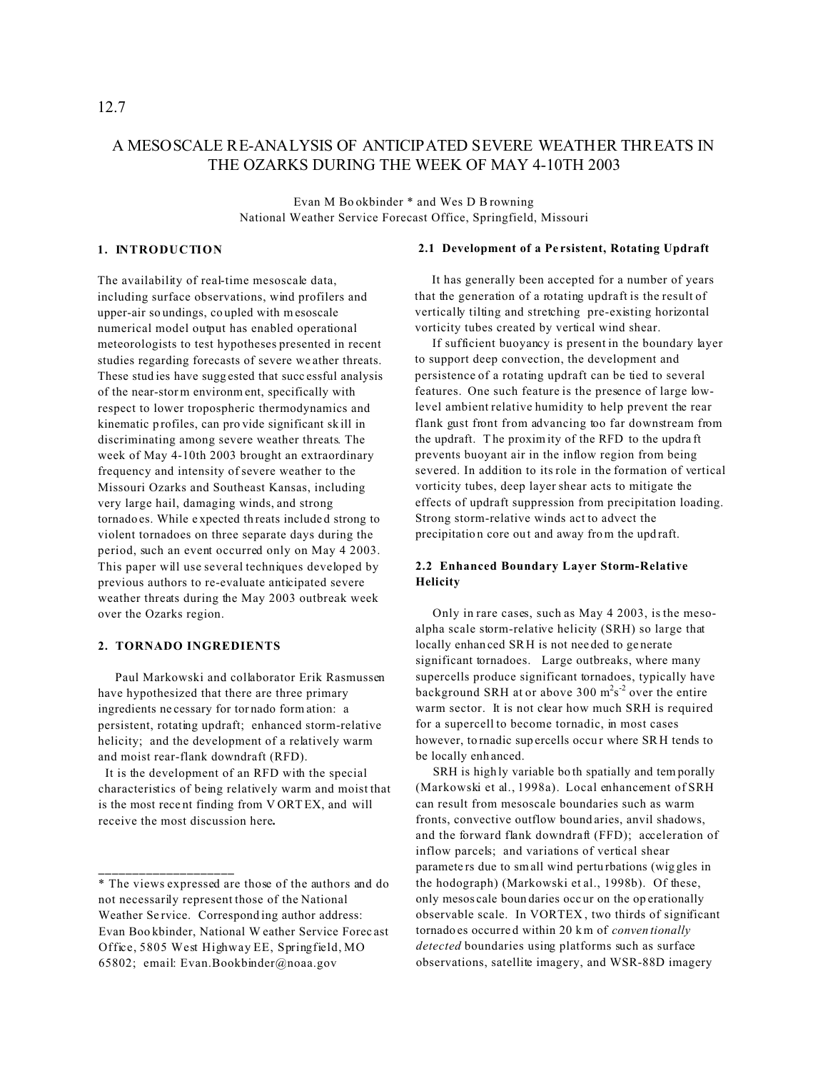12.7

# A MESOSCALE RE-ANALYSIS OF ANTICIPATED SEVERE WEATHER THREATS IN THE OZARKS DURING THE WEEK OF MAY 4-10TH 2003

Evan M Bookbinder * and Wes D Browning
National Weather Service Forecast Office, Springfield, Missouri

## 1. INTRODUCTION

The availability of real-time mesoscale data, including surface observations, wind profilers and upper-air soundings, coupled with mesoscale numerical model output has enabled operational meteorologists to test hypotheses presented in recent studies regarding forecasts of severe weather threats. These studies have suggested that successful analysis of the near-storm environment, specifically with respect to lower tropospheric thermodynamics and kinematic profiles, can provide significant skill in discriminating among severe weather threats. The week of May 4-10th 2003 brought an extraordinary frequency and intensity of severe weather to the Missouri Ozarks and Southeast Kansas, including very large hail, damaging winds, and strong tornadoes. While expected threats included strong to violent tornadoes on three separate days during the period, such an event occurred only on May 4 2003. This paper will use several techniques developed by previous authors to re-evaluate anticipated severe weather threats during the May 2003 outbreak week over the Ozarks region.

## 2. TORNADO INGREDIENTS

Paul Markowski and collaborator Erik Rasmussen have hypothesized that there are three primary ingredients necessary for tornado formation: a persistent, rotating updraft; enhanced storm-relative helicity; and the development of a relatively warm and moist rear-flank downdraft (RFD).

It is the development of an RFD with the special characteristics of being relatively warm and moist that is the most recent finding from VORTEX, and will receive the most discussion here**.**

### 2.1 Development of a Persistent, Rotating Updraft

It has generally been accepted for a number of years that the generation of a rotating updraft is the result of vertically tilting and stretching pre-existing horizontal vorticity tubes created by vertical wind shear.

If sufficient buoyancy is present in the boundary layer to support deep convection, the development and persistence of a rotating updraft can be tied to several features. One such feature is the presence of large low-level ambient relative humidity to help prevent the rear flank gust front from advancing too far downstream from the updraft. The proximity of the RFD to the updraft prevents buoyant air in the inflow region from being severed. In addition to its role in the formation of vertical vorticity tubes, deep layer shear acts to mitigate the effects of updraft suppression from precipitation loading. Strong storm-relative winds act to advect the precipitation core out and away from the updraft.

### 2.2 Enhanced Boundary Layer Storm-Relative Helicity

Only in rare cases, such as May 4 2003, is the meso-alpha scale storm-relative helicity (SRH) so large that locally enhanced SRH is not needed to generate significant tornadoes. Large outbreaks, where many supercells produce significant tornadoes, typically have background SRH at or above 300 $m^2s^{-2}$ over the entire warm sector. It is not clear how much SRH is required for a supercell to become tornadic, in most cases however, tornadic supercells occur where SRH tends to be locally enhanced.

SRH is highly variable both spatially and temporally (Markowski et al., 1998a). Local enhancement of SRH can result from mesoscale boundaries such as warm fronts, convective outflow boundaries, anvil shadows, and the forward flank downdraft (FFD); acceleration of inflow parcels; and variations of vertical shear parameters due to small wind perturbations (wiggles in the hodograph) (Markowski et al., 1998b). Of these, only mesoscale boundaries occur on the operationally observable scale. In VORTEX, two thirds of significant tornadoes occurred within 20 km of *conventionally detected* boundaries using platforms such as surface observations, satellite imagery, and WSR-88D imagery

---

* The views expressed are those of the authors and do not necessarily represent those of the National Weather Service. Corresponding author address: Evan Bookbinder, National Weather Service Forecast Office, 5805 West Highway EE, Springfield, MO 65802; email: Evan.Bookbinder@noaa.gov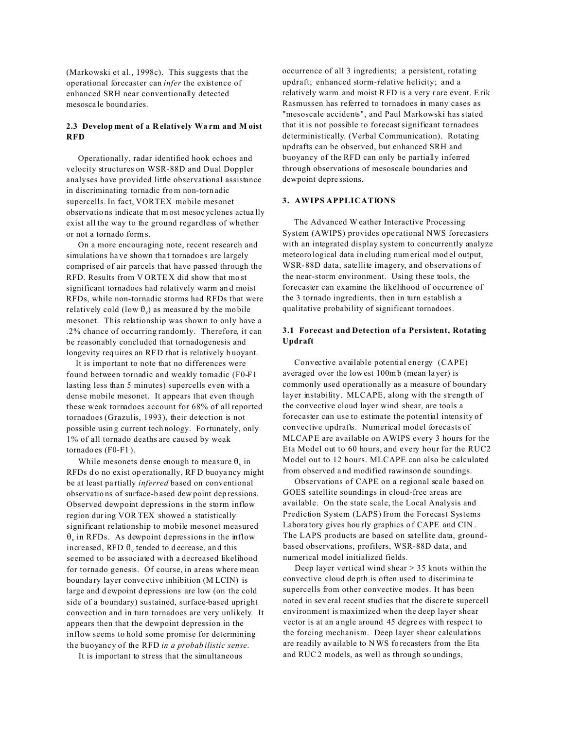(Markowski et al., 1998c). This suggests that the operational forecaster can *infer* the existence of enhanced SRH near conventionally detected mesoscale boundaries.

### 2.3 Development of a Relatively Warm and Moist RFD

Operationally, radar identified hook echoes and velocity structures on WSR-88D and Dual Doppler analyses have provided little observational assistance in discriminating tornadic from non-tornadic supercells. In fact, VORTEX mobile mesonet observations indicate that most mesocyclones actually exist all the way to the ground regardless of whether or not a tornado forms.

On a more encouraging note, recent research and simulations have shown that tornadoes are largely comprised of air parcels that have passed through the RFD. Results from VORTEX did show that most significant tornadoes had relatively warm and moist RFDs, while non-tornadic storms had RFDs that were relatively cold (low $\theta_v$) as measured by the mobile mesonet. This relationship was shown to only have a .2% chance of occurring randomly. Therefore, it can be reasonably concluded that tornadogenesis and longevity requires an RFD that is relatively buoyant.

It is important to note that no differences were found between tornadic and weakly tornadic (F0-F1 lasting less than 5 minutes) supercells even with a dense mobile mesonet. It appears that even though these weak tornadoes account for 68% of all reported tornadoes (Grazulis, 1993), their detection is not possible using current technology. Fortunately, only 1% of all tornado deaths are caused by weak tornadoes (F0-F1).

While mesonets dense enough to measure $\theta_v$ in RFDs do no exist operationally, RFD buoyancy might be at least partially *inferred* based on conventional observations of surface-based dewpoint depressions. Observed dewpoint depressions in the storm inflow region during VORTEX showed a statistically significant relationship to mobile mesonet measured $\theta_v$ in RFDs. As dewpoint depressions in the inflow increased, RFD $\theta_v$ tended to decrease, and this seemed to be associated with a decreased likelihood for tornado genesis. Of course, in areas where mean boundary layer convective inhibition (MLCIN) is large and dewpoint depressions are low (on the cold side of a boundary) sustained, surface-based upright convection and in turn tornadoes are very unlikely. It appears then that the dewpoint depression in the inflow seems to hold some promise for determining the buoyancy of the RFD *in a probabilistic sense*.

It is important to stress that the simultaneous occurrence of all 3 ingredients; a persistent, rotating updraft; enhanced storm-relative helicity; and a relatively warm and moist RFD is a very rare event. Erik Rasmussen has referred to tornadoes in many cases as "mesoscale accidents", and Paul Markowski has stated that it is not possible to forecast significant tornadoes deterministically. (Verbal Communication). Rotating updrafts can be observed, but enhanced SRH and buoyancy of the RFD can only be partially inferred through observations of mesoscale boundaries and dewpoint depressions.

## 3. AWIPS APPLICATIONS

The Advanced Weather Interactive Processing System (AWIPS) provides operational NWS forecasters with an integrated display system to concurrently analyze meteorological data including numerical model output, WSR-88D data, satellite imagery, and observations of the near-storm environment. Using these tools, the forecaster can examine the likelihood of occurrence of the 3 tornado ingredients, then in turn establish a qualitative probability of significant tornadoes.

### 3.1 Forecast and Detection of a Persistent, Rotating Updraft

Convective available potential energy (CAPE) averaged over the lowest 100mb (mean layer) is commonly used operationally as a measure of boundary layer instability. MLCAPE, along with the strength of the convective cloud layer wind shear, are tools a forecaster can use to estimate the potential intensity of convective updrafts. Numerical model forecasts of MLCAPE are available on AWIPS every 3 hours for the Eta Model out to 60 hours, and every hour for the RUC2 Model out to 12 hours. MLCAPE can also be calculated from observed and modified rawinsonde soundings.

Observations of CAPE on a regional scale based on GOES satellite soundings in cloud-free areas are available. On the state scale, the Local Analysis and Prediction System (LAPS) from the Forecast Systems Laboratory gives hourly graphics of CAPE and CIN. The LAPS products are based on satellite data, ground-based observations, profilers, WSR-88D data, and numerical model initialized fields.

Deep layer vertical wind shear > 35 knots within the convective cloud depth is often used to discriminate supercells from other convective modes. It has been noted in several recent studies that the discrete supercell environment is maximized when the deep layer shear vector is at an angle around 45 degrees with respect to the forcing mechanism. Deep layer shear calculations are readily available to NWS forecasters from the Eta and RUC2 models, as well as through soundings,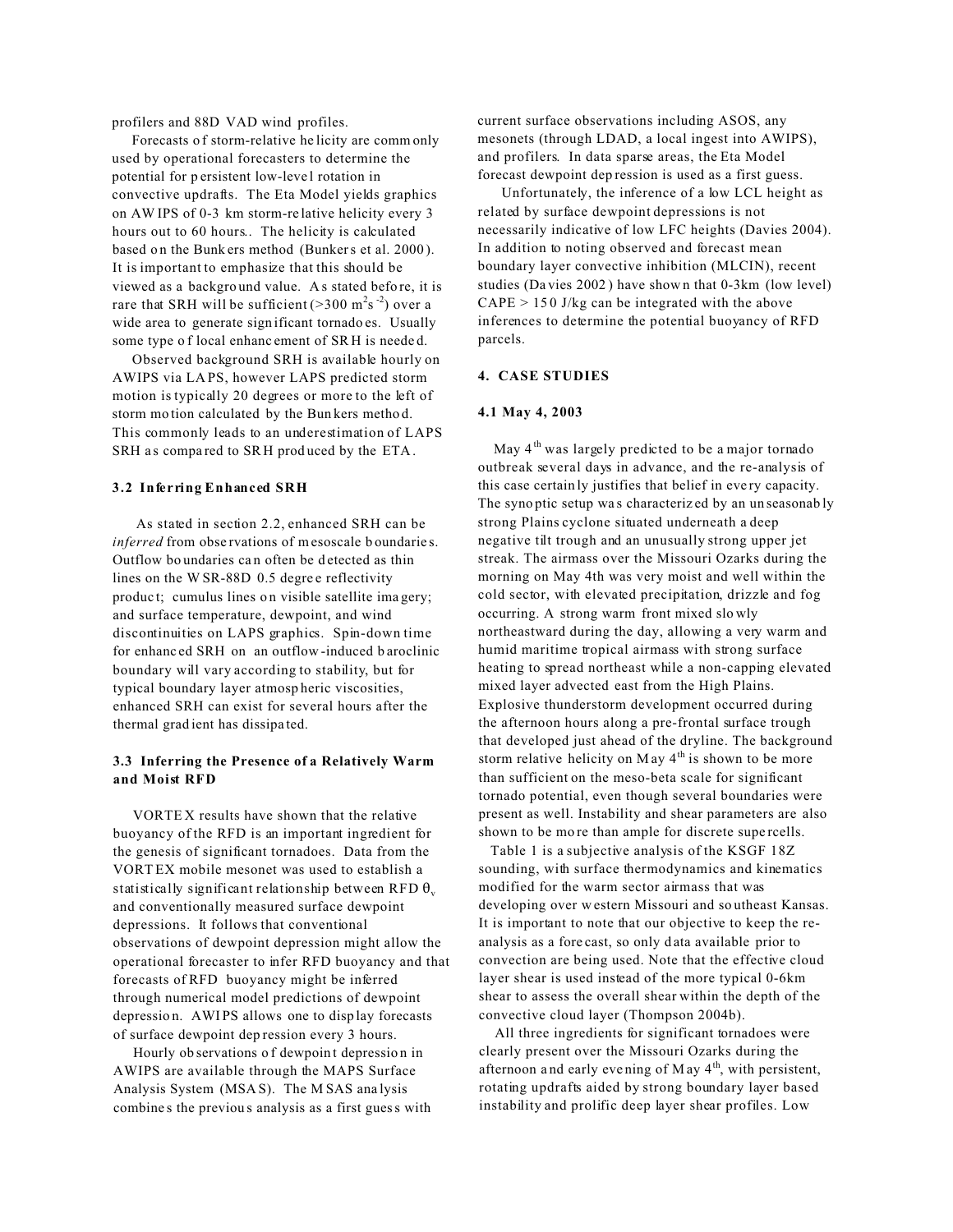profilers and 88D VAD wind profiles.

Forecasts of storm-relative helicity are commonly used by operational forecasters to determine the potential for persistent low-level rotation in convective updrafts. The Eta Model yields graphics on AWIPS of 0-3 km storm-relative helicity every 3 hours out to 60 hours.. The helicity is calculated based on the Bunkers method (Bunkers et al. 2000). It is important to emphasize that this should be viewed as a background value. As stated before, it is rare that SRH will be sufficient (>300 $m^2s^{-2}$) over a wide area to generate significant tornadoes. Usually some type of local enhancement of SRH is needed.

Observed background SRH is available hourly on AWIPS via LAPS, however LAPS predicted storm motion is typically 20 degrees or more to the left of storm motion calculated by the Bunkers method. This commonly leads to an underestimation of LAPS SRH as compared to SRH produced by the ETA.

### 3.2 Inferring Enhanced SRH

As stated in section 2.2, enhanced SRH can be *inferred* from observations of mesoscale boundaries. Outflow boundaries can often be detected as thin lines on the WSR-88D 0.5 degree reflectivity product; cumulus lines on visible satellite imagery; and surface temperature, dewpoint, and wind discontinuities on LAPS graphics. Spin-down time for enhanced SRH on an outflow-induced baroclinic boundary will vary according to stability, but for typical boundary layer atmospheric viscosities, enhanced SRH can exist for several hours after the thermal gradient has dissipated.

### 3.3 Inferring the Presence of a Relatively Warm and Moist RFD

VORTEX results have shown that the relative buoyancy of the RFD is an important ingredient for the genesis of significant tornadoes. Data from the VORTEX mobile mesonet was used to establish a statistically significant relationship between RFD $\theta_v$ and conventionally measured surface dewpoint depressions. It follows that conventional observations of dewpoint depression might allow the operational forecaster to infer RFD buoyancy and that forecasts of RFD buoyancy might be inferred through numerical model predictions of dewpoint depression. AWIPS allows one to display forecasts of surface dewpoint depression every 3 hours.

Hourly observations of dewpoint depression in AWIPS are available through the MAPS Surface Analysis System (MSAS). The MSAS analysis combines the previous analysis as a first guess with current surface observations including ASOS, any mesonets (through LDAD, a local ingest into AWIPS), and profilers. In data sparse areas, the Eta Model forecast dewpoint depression is used as a first guess.

Unfortunately, the inference of a low LCL height as related by surface dewpoint depressions is not necessarily indicative of low LFC heights (Davies 2004). In addition to noting observed and forecast mean boundary layer convective inhibition (MLCIN), recent studies (Davies 2002) have shown that 0-3km (low level) CAPE > 150 J/kg can be integrated with the above inferences to determine the potential buoyancy of RFD parcels.

## 4. CASE STUDIES

### 4.1 May 4, 2003

May 4th was largely predicted to be a major tornado outbreak several days in advance, and the re-analysis of this case certainly justifies that belief in every capacity. The synoptic setup was characterized by an unseasonably strong Plains cyclone situated underneath a deep negative tilt trough and an unusually strong upper jet streak. The airmass over the Missouri Ozarks during the morning on May 4th was very moist and well within the cold sector, with elevated precipitation, drizzle and fog occurring. A strong warm front mixed slowly northeastward during the day, allowing a very warm and humid maritime tropical airmass with strong surface heating to spread northeast while a non-capping elevated mixed layer advected east from the High Plains. Explosive thunderstorm development occurred during the afternoon hours along a pre-frontal surface trough that developed just ahead of the dryline. The background storm relative helicity on May 4th is shown to be more than sufficient on the meso-beta scale for significant tornado potential, even though several boundaries were present as well. Instability and shear parameters are also shown to be more than ample for discrete supercells.

Table 1 is a subjective analysis of the KSGF 18Z sounding, with surface thermodynamics and kinematics modified for the warm sector airmass that was developing over western Missouri and southeast Kansas. It is important to note that our objective to keep the re-analysis as a forecast, so only data available prior to convection are being used. Note that the effective cloud layer shear is used instead of the more typical 0-6km shear to assess the overall shear within the depth of the convective cloud layer (Thompson 2004b).

All three ingredients for significant tornadoes were clearly present over the Missouri Ozarks during the afternoon and early evening of May 4th, with persistent, rotating updrafts aided by strong boundary layer based instability and prolific deep layer shear profiles. Low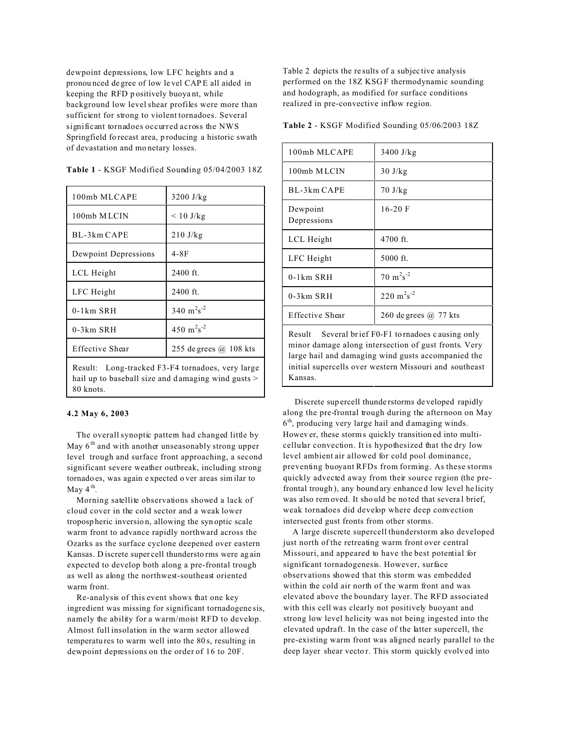dewpoint depressions, low LFC heights and a pronounced degree of low level CAPE all aided in keeping the RFD positively buoyant, while background low level shear profiles were more than sufficient for strong to violent tornadoes. Several significant tornadoes occurred across the NWS Springfield forecast area, producing a historic swath of devastation and monetary losses.

**Table 1** - KSGF Modified Sounding 05/04/2003 18Z

| | |
|---|---|
| 100mb MLCAPE | 3200 J/kg |
| 100mb MLCIN | < 10 J/kg |
| BL-3km CAPE | 210 J/kg |
| Dewpoint Depressions | 4-8F |
| LCL Height | 2400 ft. |
| LFC Height | 2400 ft. |
| 0-1km SRH | 340 $m^2s^{-2}$ |
| 0-3km SRH | 450 $m^2s^{-2}$ |
| Effective Shear | 255 degrees @ 108 kts |
| Result: Long-tracked F3-F4 tornadoes, very large hail up to baseball size and damaging wind gusts > 80 knots. | |

#### 4.2 May 6, 2003

The overall synoptic pattern had changed little by May 6th and with another unseasonably strong upper level trough and surface front approaching, a second significant severe weather outbreak, including strong tornadoes, was again expected over areas similar to May 4th.

Morning satellite observations showed a lack of cloud cover in the cold sector and a weak lower tropospheric inversion, allowing the synoptic scale warm front to advance rapidly northward across the Ozarks as the surface cyclone deepened over eastern Kansas. Discrete supercell thunderstorms were again expected to develop both along a pre-frontal trough as well as along the northwest-southeast oriented warm front.

Re-analysis of this event shows that one key ingredient was missing for significant tornadogenesis, namely the ability for a warm/moist RFD to develop. Almost full insolation in the warm sector allowed temperatures to warm well into the 80s, resulting in dewpoint depressions on the order of 16 to 20F.

Table 2 depicts the results of a subjective analysis performed on the 18Z KSGF thermodynamic sounding and hodograph, as modified for surface conditions realized in pre-convective inflow region.

**Table 2** - KSGF Modified Sounding 05/06/2003 18Z

| | |
|---|---|
| 100mb MLCAPE | 3400 J/kg |
| 100mb MLCIN | 30 J/kg |
| BL-3km CAPE | 70 J/kg |
| Dewpoint Depressions | 16-20 F |
| LCL Height | 4700 ft. |
| LFC Height | 5000 ft. |
| 0-1km SRH | 70 $m^2s^{-2}$ |
| 0-3km SRH | 220 $m^2s^{-2}$ |
| Effective Shear | 260 degrees @ 77 kts |
| Result Several brief F0-F1 tornadoes causing only minor damage along intersection of gust fronts. Very large hail and damaging wind gusts accompanied the initial supercells over western Missouri and southeast Kansas. | |

Discrete supercell thunderstorms developed rapidly along the pre-frontal trough during the afternoon on May 6th, producing very large hail and damaging winds. However, these storms quickly transitioned into multi-cellular convection. It is hypothesized that the dry low level ambient air allowed for cold pool dominance, preventing buoyant RFDs from forming. As these storms quickly advected away from their source region (the pre-frontal trough), any boundary enhanced low level helicity was also removed. It should be noted that several brief, weak tornadoes did develop where deep convection intersected gust fronts from other storms.

A large discrete supercell thunderstorm also developed just north of the retreating warm front over central Missouri, and appeared to have the best potential for significant tornadogenesis. However, surface observations showed that this storm was embedded within the cold air north of the warm front and was elevated above the boundary layer. The RFD associated with this cell was clearly not positively buoyant and strong low level helicity was not being ingested into the elevated updraft. In the case of the latter supercell, the pre-existing warm front was aligned nearly parallel to the deep layer shear vector. This storm quickly evolved into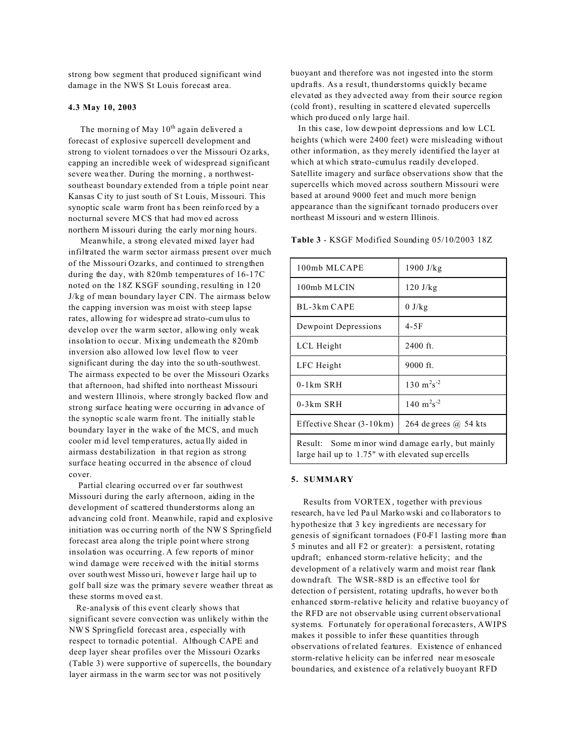strong bow segment that produced significant wind damage in the NWS St Louis forecast area.

### 4.3 May 10, 2003

The morning of May 10th again delivered a forecast of explosive supercell development and strong to violent tornadoes over the Missouri Ozarks, capping an incredible week of widespread significant severe weather. During the morning, a northwest-southeast boundary extended from a triple point near Kansas City to just south of St Louis, Missouri. This synoptic scale warm front has been reinforced by a nocturnal severe MCS that had moved across northern Missouri during the early morning hours.

Meanwhile, a strong elevated mixed layer had infiltrated the warm sector airmass present over much of the Missouri Ozarks, and continued to strengthen during the day, with 820mb temperatures of 16-17C noted on the 18Z KSGF sounding, resulting in 120 J/kg of mean boundary layer CIN. The airmass below the capping inversion was moist with steep lapse rates, allowing for widespread strato-cumulus to develop over the warm sector, allowing only weak insolation to occur. Mixing underneath the 820mb inversion also allowed low level flow to veer significant during the day into the south-southwest. The airmass expected to be over the Missouri Ozarks that afternoon, had shifted into northeast Missouri and western Illinois, where strongly backed flow and strong surface heating were occurring in advance of the synoptic scale warm front. The initially stable boundary layer in the wake of the MCS, and much cooler mid level temperatures, actually aided in airmass destabilization in that region as strong surface heating occurred in the absence of cloud cover.

Partial clearing occurred over far southwest Missouri during the early afternoon, aiding in the development of scattered thunderstorms along an advancing cold front. Meanwhile, rapid and explosive initiation was occurring north of the NWS Springfield forecast area along the triple point where strong insolation was occurring. A few reports of minor wind damage were received with the initial storms over southwest Missouri, however large hail up to golf ball size was the primary severe weather threat as these storms moved east.

Re-analysis of this event clearly shows that significant severe convection was unlikely within the NWS Springfield forecast area, especially with respect to tornadic potential. Although CAPE and deep layer shear profiles over the Missouri Ozarks (Table 3) were supportive of supercells, the boundary layer airmass in the warm sector was not positively buoyant and therefore was not ingested into the storm updrafts. As a result, thunderstorms quickly became elevated as they advected away from their source region (cold front), resulting in scattered elevated supercells which produced only large hail.

In this case, low dewpoint depressions and low LCL heights (which were 2400 feet) were misleading without other information, as they merely identified the layer at which at which strato-cumulus readily developed. Satellite imagery and surface observations show that the supercells which moved across southern Missouri were based at around 9000 feet and much more benign appearance than the significant tornado producers over northeast Missouri and western Illinois.

**Table 3** - KSGF Modified Sounding 05/10/2003 18Z

| | |
|---|---|
| 100mb MLCAPE | 1900 J/kg |
| 100mb MLCIN | 120 J/kg |
| BL-3km CAPE | 0 J/kg |
| Dewpoint Depressions | 4-5F |
| LCL Height | 2400 ft. |
| LFC Height | 9000 ft. |
| 0-1km SRH | 130 $m^2s^{-2}$ |
| 0-3km SRH | 140 $m^2s^{-2}$ |
| Effective Shear (3-10km) | 264 degrees @ 54 kts |
| Result: Some minor wind damage early, but mainly large hail up to 1.75" with elevated supercells | |

## 5. SUMMARY

Results from VORTEX, together with previous research, have led Paul Markowski and collaborators to hypothesize that 3 key ingredients are necessary for genesis of significant tornadoes (F0-F1 lasting more than 5 minutes and all F2 or greater): a persistent, rotating updraft; enhanced storm-relative helicity; and the development of a relatively warm and moist rear flank downdraft. The WSR-88D is an effective tool for detection of persistent, rotating updrafts, however both enhanced storm-relative helicity and relative buoyancy of the RFD are not observable using current observational systems. Fortunately for operational forecasters, AWIPS makes it possible to infer these quantities through observations of related features. Existence of enhanced storm-relative helicity can be inferred near mesoscale boundaries, and existence of a relatively buoyant RFD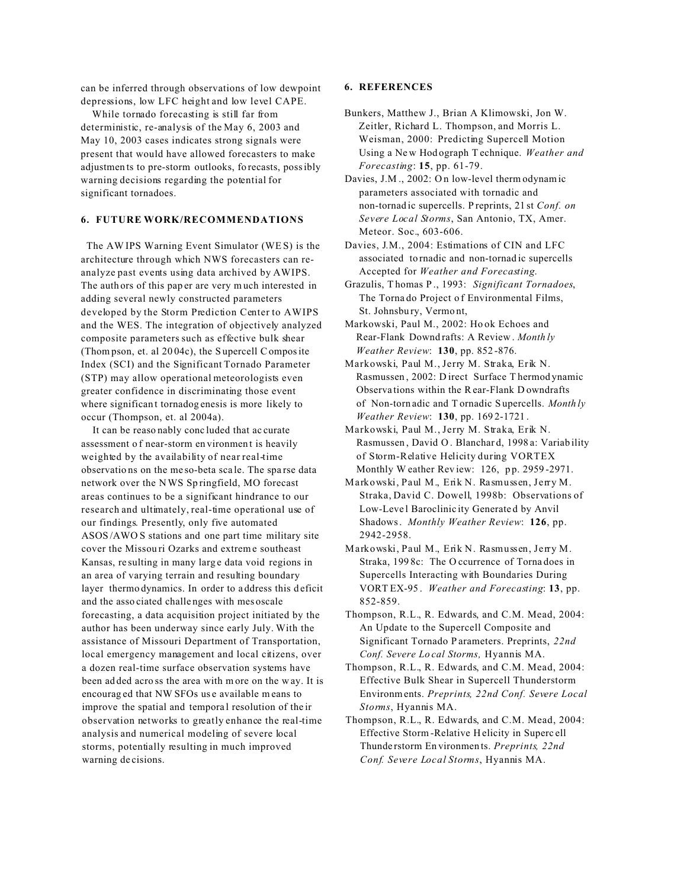can be inferred through observations of low dewpoint depressions, low LFC height and low level CAPE.

While tornado forecasting is still far from deterministic, re-analysis of the May 6, 2003 and May 10, 2003 cases indicates strong signals were present that would have allowed forecasters to make adjustments to pre-storm outlooks, forecasts, possibly warning decisions regarding the potential for significant tornadoes.

## 6. FUTURE WORK/RECOMMENDATIONS

The AWIPS Warning Event Simulator (WES) is the architecture through which NWS forecasters can re-analyze past events using data archived by AWIPS. The authors of this paper are very much interested in adding several newly constructed parameters developed by the Storm Prediction Center to AWIPS and the WES. The integration of objectively analyzed composite parameters such as effective bulk shear (Thompson, et. al 2004c), the Supercell Composite Index (SCI) and the Significant Tornado Parameter (STP) may allow operational meteorologists even greater confidence in discriminating those event where significant tornadogenesis is more likely to occur (Thompson, et. al 2004a).

It can be reasonably concluded that accurate assessment of near-storm environment is heavily weighted by the availability of near real-time observations on the meso-beta scale. The sparse data network over the NWS Springfield, MO forecast areas continues to be a significant hindrance to our research and ultimately, real-time operational use of our findings. Presently, only five automated ASOS/AWOS stations and one part time military site cover the Missouri Ozarks and extreme southeast Kansas, resulting in many large data void regions in an area of varying terrain and resulting boundary layer thermodynamics. In order to address this deficit and the associated challenges with mesoscale forecasting, a data acquisition project initiated by the author has been underway since early July. With the assistance of Missouri Department of Transportation, local emergency management and local citizens, over a dozen real-time surface observation systems have been added across the area with more on the way. It is encouraged that NWSFOs use available means to improve the spatial and temporal resolution of their observation networks to greatly enhance the real-time analysis and numerical modeling of severe local storms, potentially resulting in much improved warning decisions.

## 6. REFERENCES

Bunkers, Matthew J., Brian A Klimowski, Jon W. Zeitler, Richard L. Thompson, and Morris L. Weisman, 2000: Predicting Supercell Motion Using a New Hodograph Technique. *Weather and Forecasting*: **15**, pp. 61-79.

Davies, J.M., 2002: On low-level thermodynamic parameters associated with tornadic and non-tornadic supercells. Preprints, 21st *Conf. on Severe Local Storms*, San Antonio, TX, Amer. Meteor. Soc., 603-606.

Davies, J.M., 2004: Estimations of CIN and LFC associated tornadic and non-tornadic supercells Accepted for *Weather and Forecasting.*

Grazulis, Thomas P., 1993: *Significant Tornadoes*, The Tornado Project of Environmental Films, St. Johnsbury, Vermont,

Markowski, Paul M., 2002: Hook Echoes and Rear-Flank Downdrafts: A Review. *Monthly Weather Review*: **130**, pp. 852-876.

Markowski, Paul M., Jerry M. Straka, Erik N. Rasmussen, 2002: Direct Surface Thermodynamic Observations within the Rear-Flank Downdrafts of Non-tornadic and Tornadic Supercells. *Monthly Weather Review*: **130**, pp. 1692-1721.

Markowski, Paul M., Jerry M. Straka, Erik N. Rasmussen, David O. Blanchard, 1998a: Variability of Storm-Relative Helicity during VORTEX Monthly Weather Review: 126, pp. 2959-2971.

Markowski, Paul M., Erik N. Rasmussen, Jerry M. Straka, David C. Dowell, 1998b: Observations of Low-Level Baroclinicity Generated by Anvil Shadows. *Monthly Weather Review*: **126**, pp. 2942-2958.

Markowski, Paul M., Erik N. Rasmussen, Jerry M. Straka, 1998c: The Occurrence of Tornadoes in Supercells Interacting with Boundaries During VORTEX-95. *Weather and Forecasting*: **13**, pp. 852-859.

Thompson, R.L., R. Edwards, and C.M. Mead, 2004: An Update to the Supercell Composite and Significant Tornado Parameters. Preprints, *22nd Conf. Severe Local Storms,* Hyannis MA.

Thompson, R.L., R. Edwards, and C.M. Mead, 2004: Effective Bulk Shear in Supercell Thunderstorm Environments. *Preprints, 22nd Conf. Severe Local Storms*, Hyannis MA.

Thompson, R.L., R. Edwards, and C.M. Mead, 2004: Effective Storm-Relative Helicity in Supercell Thunderstorm Environments. *Preprints, 22nd Conf. Severe Local Storms*, Hyannis MA.